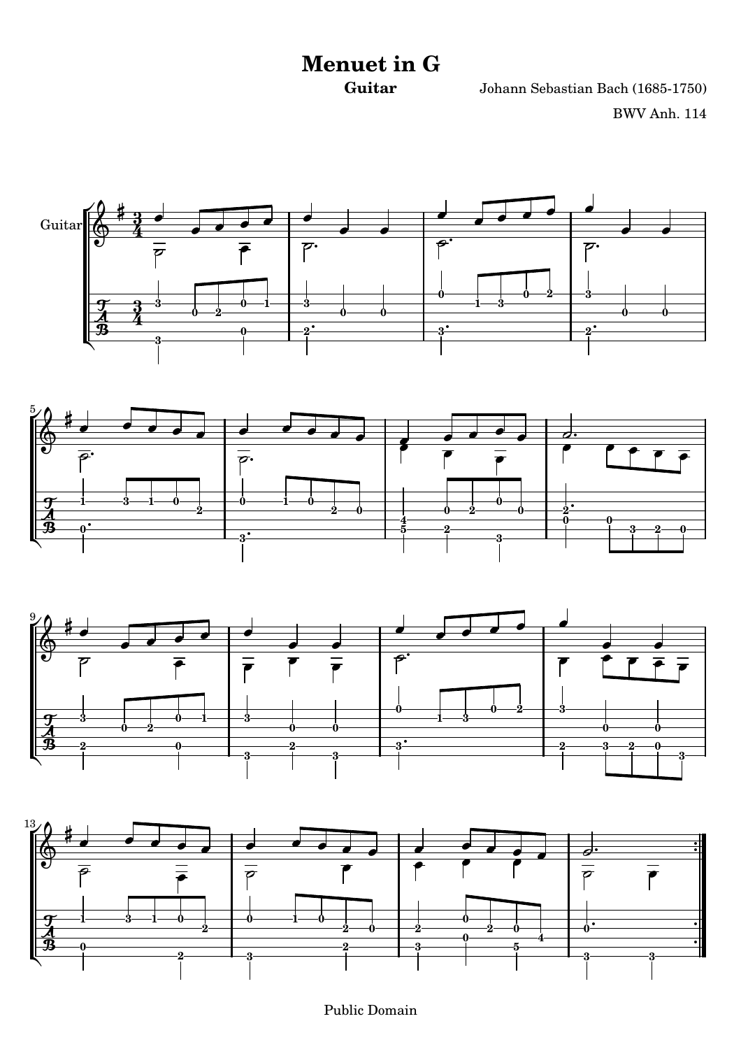# Menuet in G

**Guitar**

Johann Sebastian Bach (1685-1750)

BWV Anh. 114

Public Domain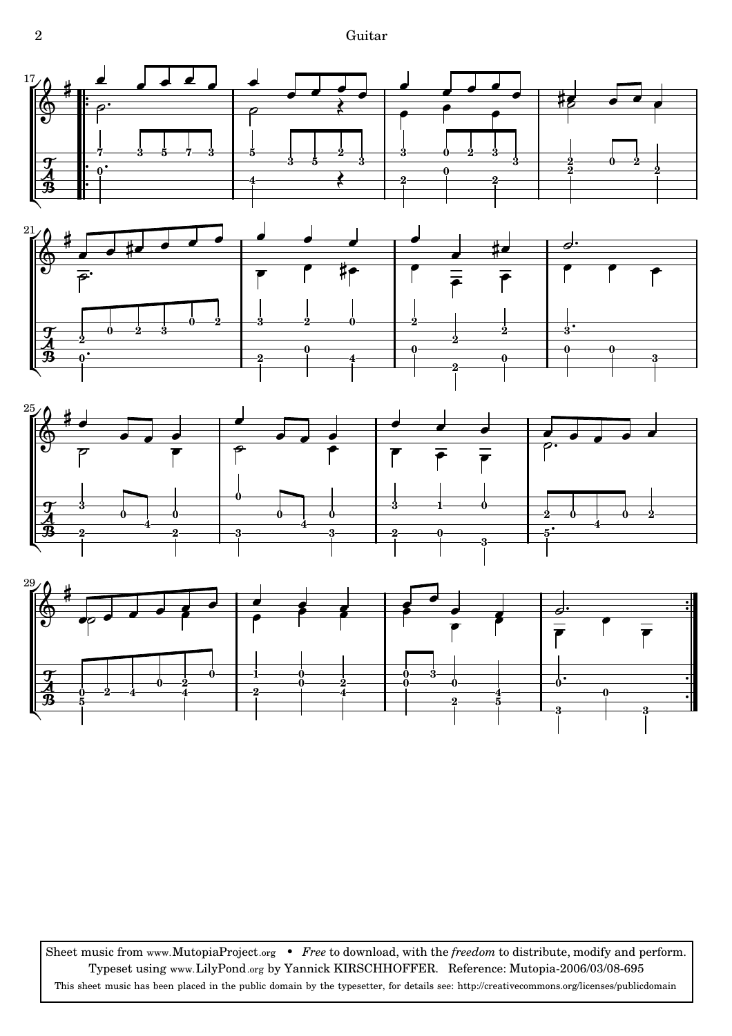Sheet music from www.MutopiaProject.org • *Free* to download, with the *freedom* to distribute, modify and perform.
Typeset using www.LilyPond.org by Yannick KIRSCHHOFFER. Reference: Mutopia-2006/03/08-695
This sheet music has been placed in the public domain by the typesetter, for details see: http://creativecommons.org/licenses/publicdomain